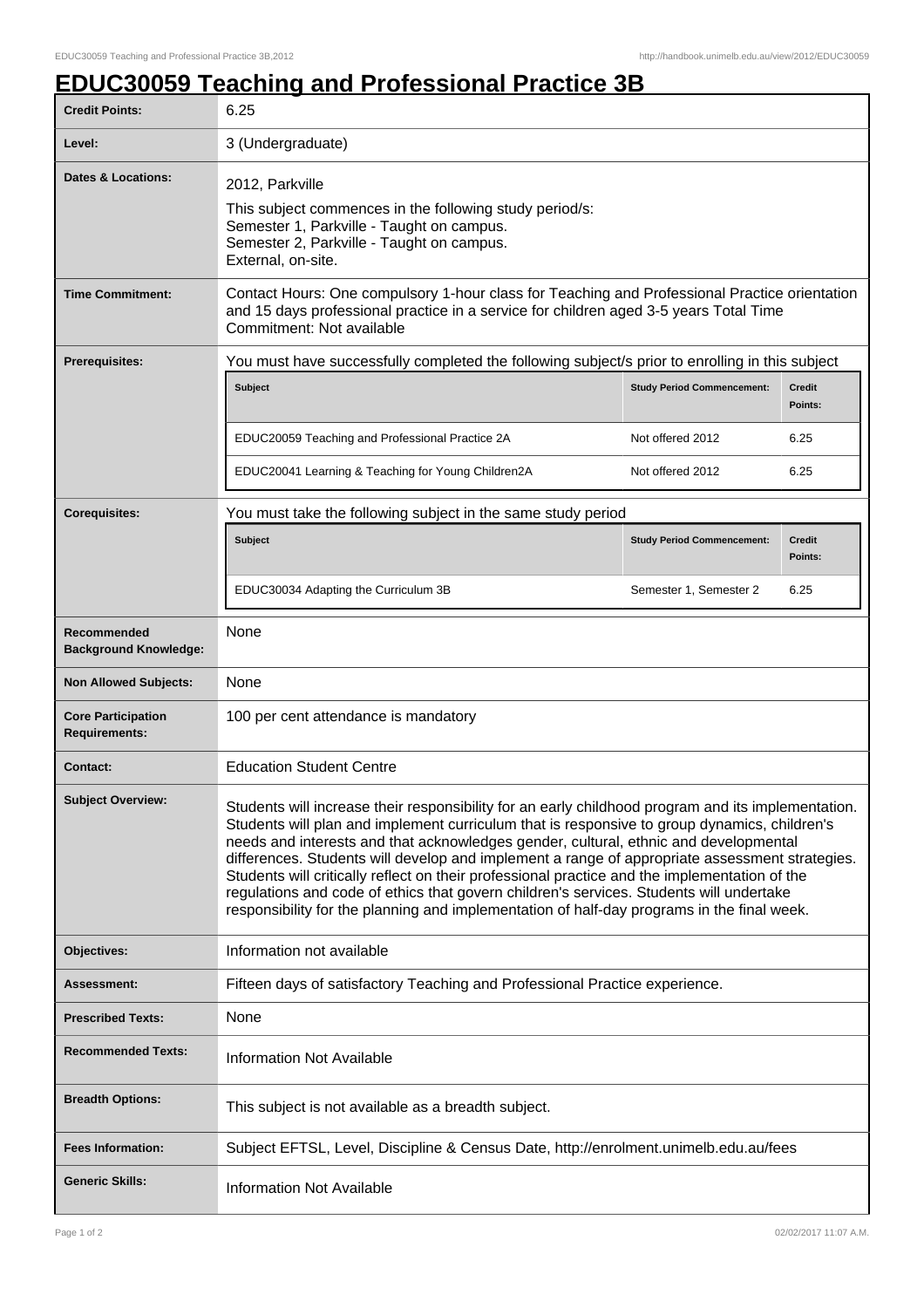# EDUC30059 Teaching and Professional Practice 3B

| | |
|---|---|
| **Credit Points:** | 6.25 |
| **Level:** | 3 (Undergraduate) |
| **Dates & Locations:** | 2012, Parkville<br>This subject commences in the following study period/s:<br>Semester 1, Parkville - Taught on campus.<br>Semester 2, Parkville - Taught on campus.<br>External, on-site. |
| **Time Commitment:** | Contact Hours: One compulsory 1-hour class for Teaching and Professional Practice orientation and 15 days professional practice in a service for children aged 3-5 years Total Time Commitment: Not available |
| **Prerequisites:** | You must have successfully completed the following subject/s prior to enrolling in this subject |
| **Corequisites:** | You must take the following subject in the same study period |
| **Recommended Background Knowledge:** | None |
| **Non Allowed Subjects:** | None |
| **Core Participation Requirements:** | 100 per cent attendance is mandatory |
| **Contact:** | Education Student Centre |
| **Subject Overview:** | Students will increase their responsibility for an early childhood program and its implementation. Students will plan and implement curriculum that is responsive to group dynamics, children's needs and interests and that acknowledges gender, cultural, ethnic and developmental differences. Students will develop and implement a range of appropriate assessment strategies. Students will critically reflect on their professional practice and the implementation of the regulations and code of ethics that govern children's services. Students will undertake responsibility for the planning and implementation of half-day programs in the final week. |
| **Objectives:** | Information not available |
| **Assessment:** | Fifteen days of satisfactory Teaching and Professional Practice experience. |
| **Prescribed Texts:** | None |
| **Recommended Texts:** | Information Not Available |
| **Breadth Options:** | This subject is not available as a breadth subject. |
| **Fees Information:** | Subject EFTSL, Level, Discipline & Census Date, http://enrolment.unimelb.edu.au/fees |
| **Generic Skills:** | Information Not Available |

Prerequisites:

| Subject | Study Period Commencement: | Credit Points: |
|---|---|---|
| EDUC20059 Teaching and Professional Practice 2A | Not offered 2012 | 6.25 |
| EDUC20041 Learning & Teaching for Young Children2A | Not offered 2012 | 6.25 |

Corequisites:

| Subject | Study Period Commencement: | Credit Points: |
|---|---|---|
| EDUC30034 Adapting the Curriculum 3B | Semester 1, Semester 2 | 6.25 |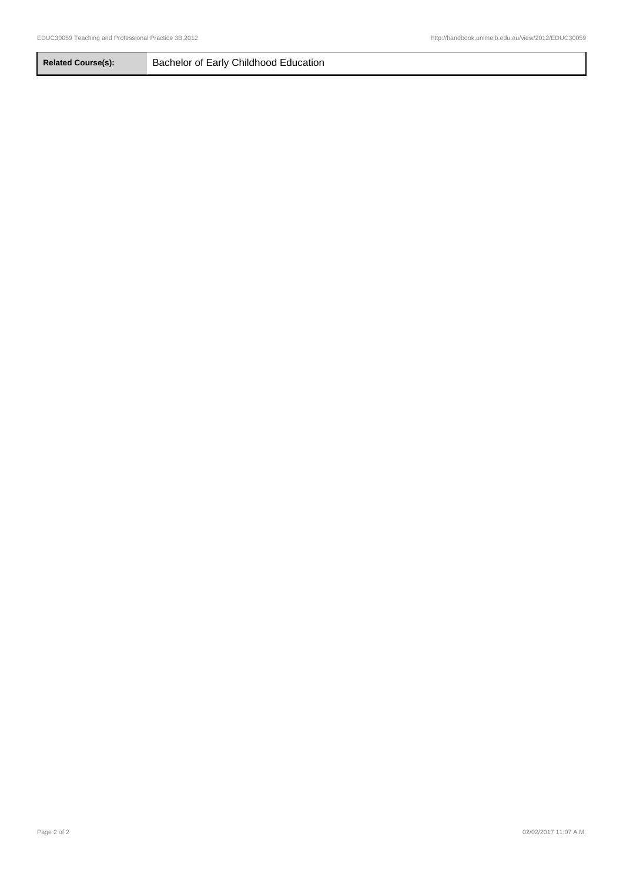| | |
| --- | --- |
| **Related Course(s):** | Bachelor of Early Childhood Education |